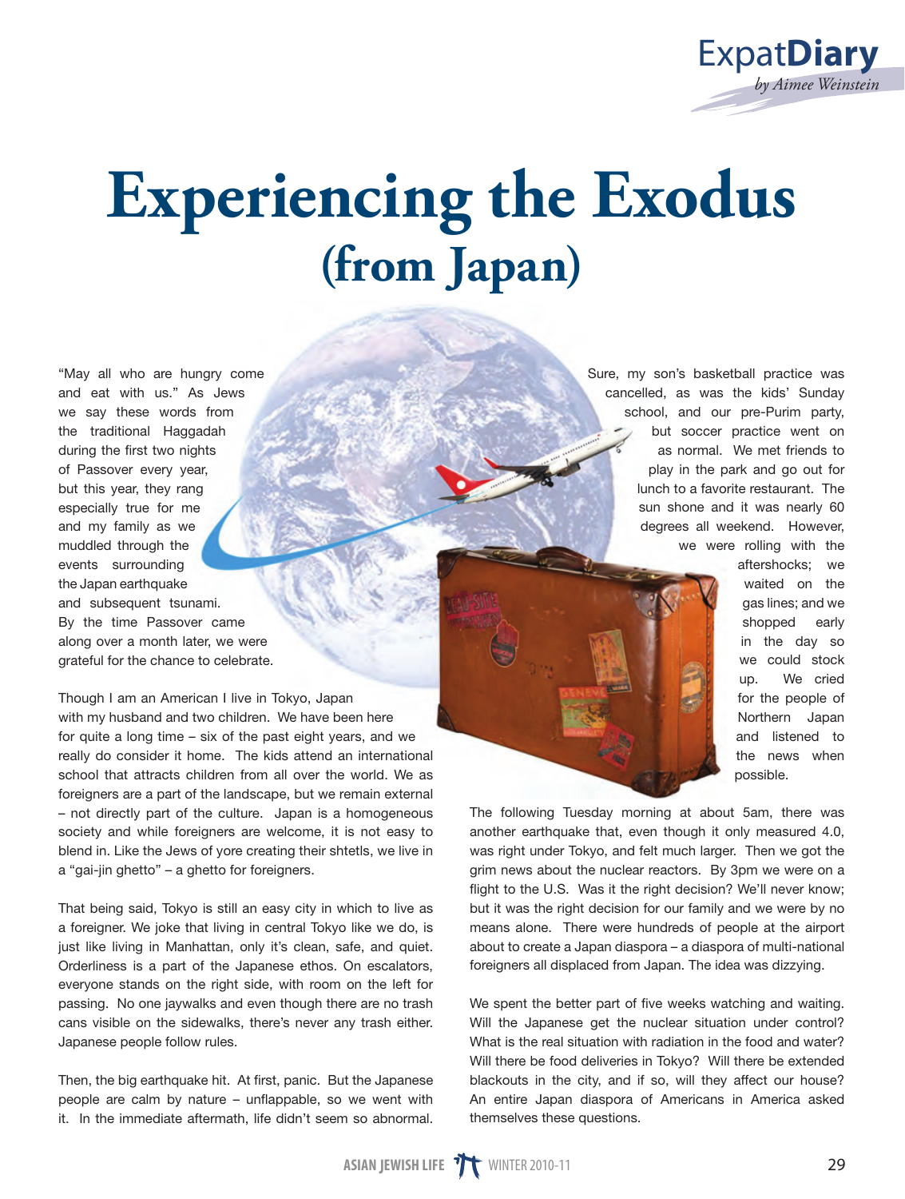ExpatDiary
*by Aimee Weinstein*

# Experiencing the Exodus (from Japan)

"May all who are hungry come and eat with us." As Jews we say these words from the traditional Haggadah during the first two nights of Passover every year, but this year, they rang especially true for me and my family as we muddled through the events surrounding the Japan earthquake and subsequent tsunami. By the time Passover came along over a month later, we were grateful for the chance to celebrate.

Though I am an American I live in Tokyo, Japan with my husband and two children. We have been here for quite a long time – six of the past eight years, and we really do consider it home. The kids attend an international school that attracts children from all over the world. We as foreigners are a part of the landscape, but we remain external – not directly part of the culture. Japan is a homogeneous society and while foreigners are welcome, it is not easy to blend in. Like the Jews of yore creating their shtetls, we live in a "gai-jin ghetto" – a ghetto for foreigners.

That being said, Tokyo is still an easy city in which to live as a foreigner. We joke that living in central Tokyo like we do, is just like living in Manhattan, only it's clean, safe, and quiet. Orderliness is a part of the Japanese ethos. On escalators, everyone stands on the right side, with room on the left for passing. No one jaywalks and even though there are no trash cans visible on the sidewalks, there's never any trash either. Japanese people follow rules.

Then, the big earthquake hit. At first, panic. But the Japanese people are calm by nature – unflappable, so we went with it. In the immediate aftermath, life didn't seem so abnormal. Sure, my son's basketball practice was cancelled, as was the kids' Sunday school, and our pre-Purim party, but soccer practice went on as normal. We met friends to play in the park and go out for lunch to a favorite restaurant. The sun shone and it was nearly 60 degrees all weekend. However, we were rolling with the aftershocks; we waited on the gas lines; and we shopped early in the day so we could stock up. We cried for the people of Northern Japan and listened to the news when possible.

The following Tuesday morning at about 5am, there was another earthquake that, even though it only measured 4.0, was right under Tokyo, and felt much larger. Then we got the grim news about the nuclear reactors. By 3pm we were on a flight to the U.S. Was it the right decision? We'll never know; but it was the right decision for our family and we were by no means alone. There were hundreds of people at the airport about to create a Japan diaspora – a diaspora of multi-national foreigners all displaced from Japan. The idea was dizzying.

We spent the better part of five weeks watching and waiting. Will the Japanese get the nuclear situation under control? What is the real situation with radiation in the food and water? Will there be food deliveries in Tokyo? Will there be extended blackouts in the city, and if so, will they affect our house? An entire Japan diaspora of Americans in America asked themselves these questions.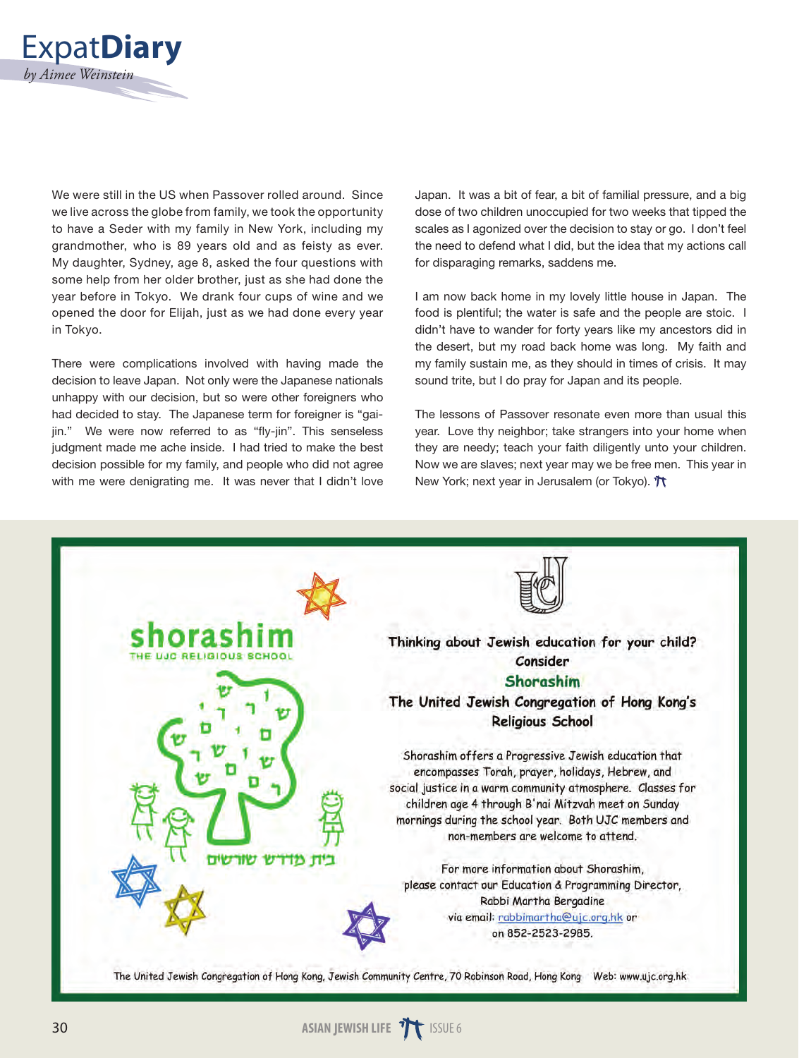# Expat**Diary**

*by Aimee Weinstein*

We were still in the US when Passover rolled around. Since we live across the globe from family, we took the opportunity to have a Seder with my family in New York, including my grandmother, who is 89 years old and as feisty as ever. My daughter, Sydney, age 8, asked the four questions with some help from her older brother, just as she had done the year before in Tokyo. We drank four cups of wine and we opened the door for Elijah, just as we had done every year in Tokyo.

There were complications involved with having made the decision to leave Japan. Not only were the Japanese nationals unhappy with our decision, but so were other foreigners who had decided to stay. The Japanese term for foreigner is "gai-jin." We were now referred to as "fly-jin". This senseless judgment made me ache inside. I had tried to make the best decision possible for my family, and people who did not agree with me were denigrating me. It was never that I didn't love Japan. It was a bit of fear, a bit of familial pressure, and a big dose of two children unoccupied for two weeks that tipped the scales as I agonized over the decision to stay or go. I don't feel the need to defend what I did, but the idea that my actions call for disparaging remarks, saddens me.

I am now back home in my lovely little house in Japan. The food is plentiful; the water is safe and the people are stoic. I didn't have to wander for forty years like my ancestors did in the desert, but my road back home was long. My faith and my family sustain me, as they should in times of crisis. It may sound trite, but I do pray for Japan and its people.

The lessons of Passover resonate even more than usual this year. Love thy neighbor; take strangers into your home when they are needy; teach your faith diligently unto your children. Now we are slaves; next year may we be free men. This year in New York; next year in Jerusalem (or Tokyo).

---

**shorashim**

THE UJC RELIGIOUS SCHOOL

בית מדרש שורשים

**Thinking about Jewish education for your child?**
**Consider**
**Shorashim**
**The United Jewish Congregation of Hong Kong's Religious School**

Shorashim offers a Progressive Jewish education that encompasses Torah, prayer, holidays, Hebrew, and social justice in a warm community atmosphere. Classes for children age 4 through B'nai Mitzvah meet on Sunday mornings during the school year. Both UJC members and non-members are welcome to attend.

For more information about Shorashim, please contact our Education & Programming Director, Rabbi Martha Bergadine via email: rabbimartha@ujc.org.hk or on 852-2523-2985.

The United Jewish Congregation of Hong Kong, Jewish Community Centre, 70 Robinson Road, Hong Kong Web: www.ujc.org.hk